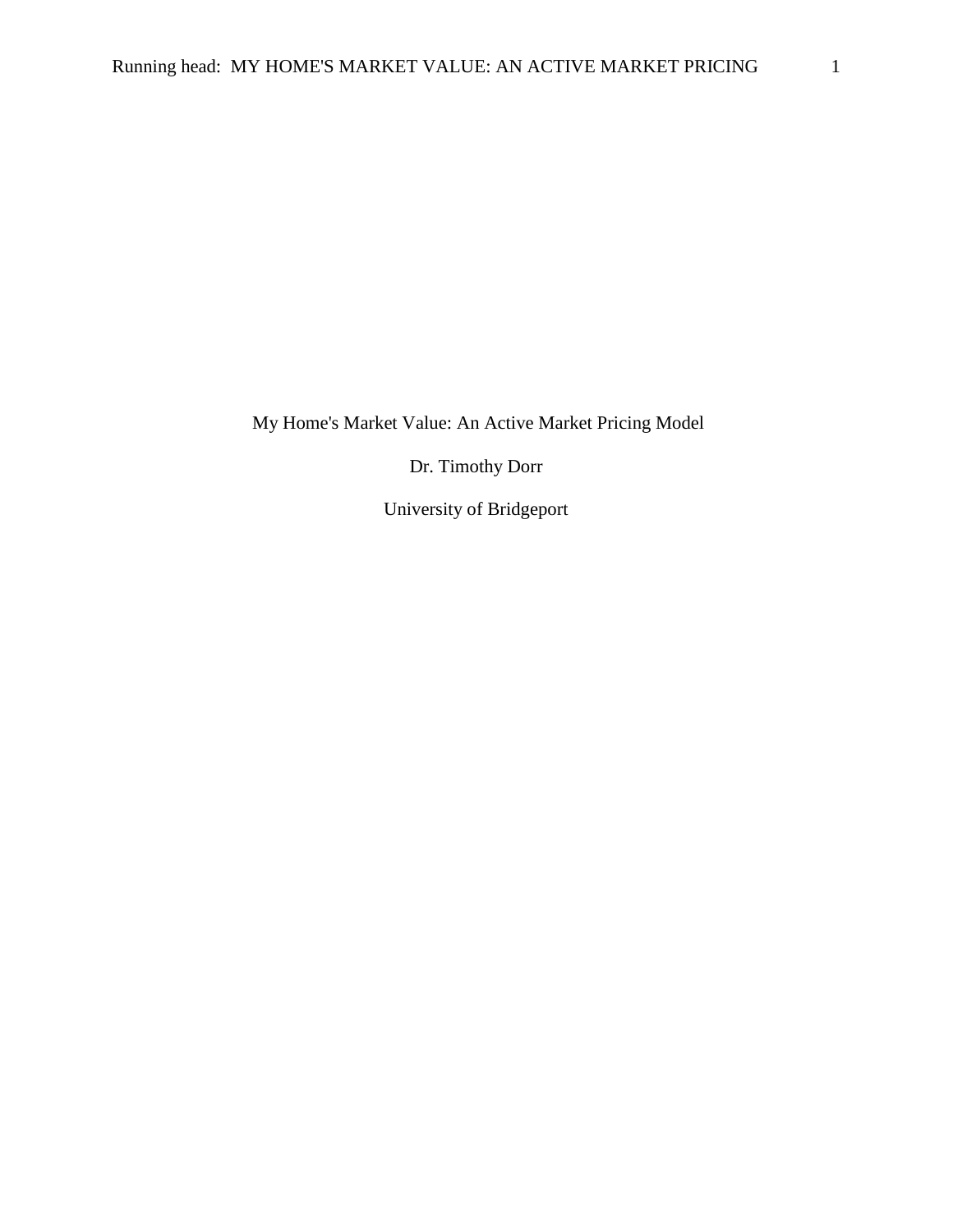# My Home's Market Value: An Active Market Pricing Model

Dr. Timothy Dorr

University of Bridgeport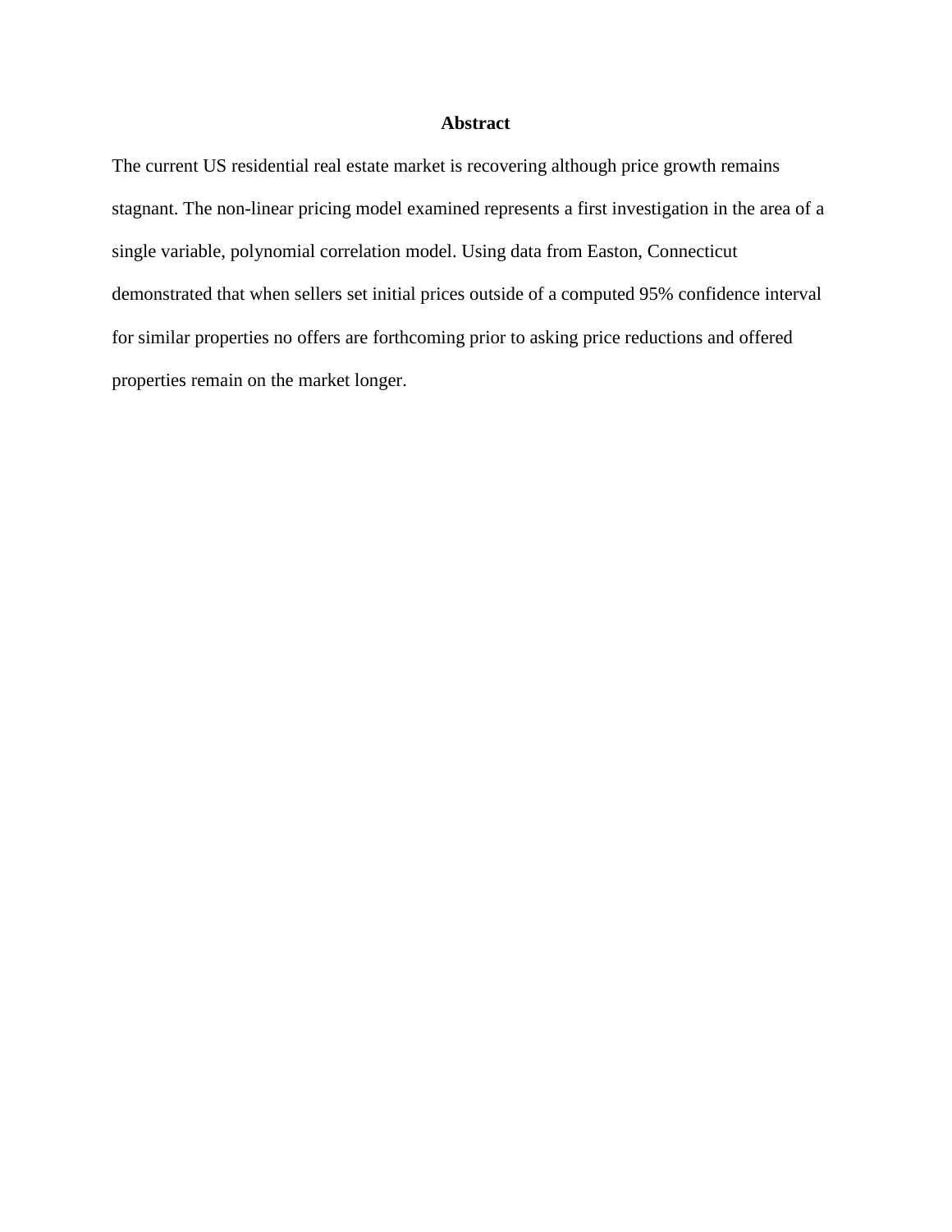# Abstract

The current US residential real estate market is recovering although price growth remains stagnant. The non-linear pricing model examined represents a first investigation in the area of a single variable, polynomial correlation model. Using data from Easton, Connecticut demonstrated that when sellers set initial prices outside of a computed 95% confidence interval for similar properties no offers are forthcoming prior to asking price reductions and offered properties remain on the market longer.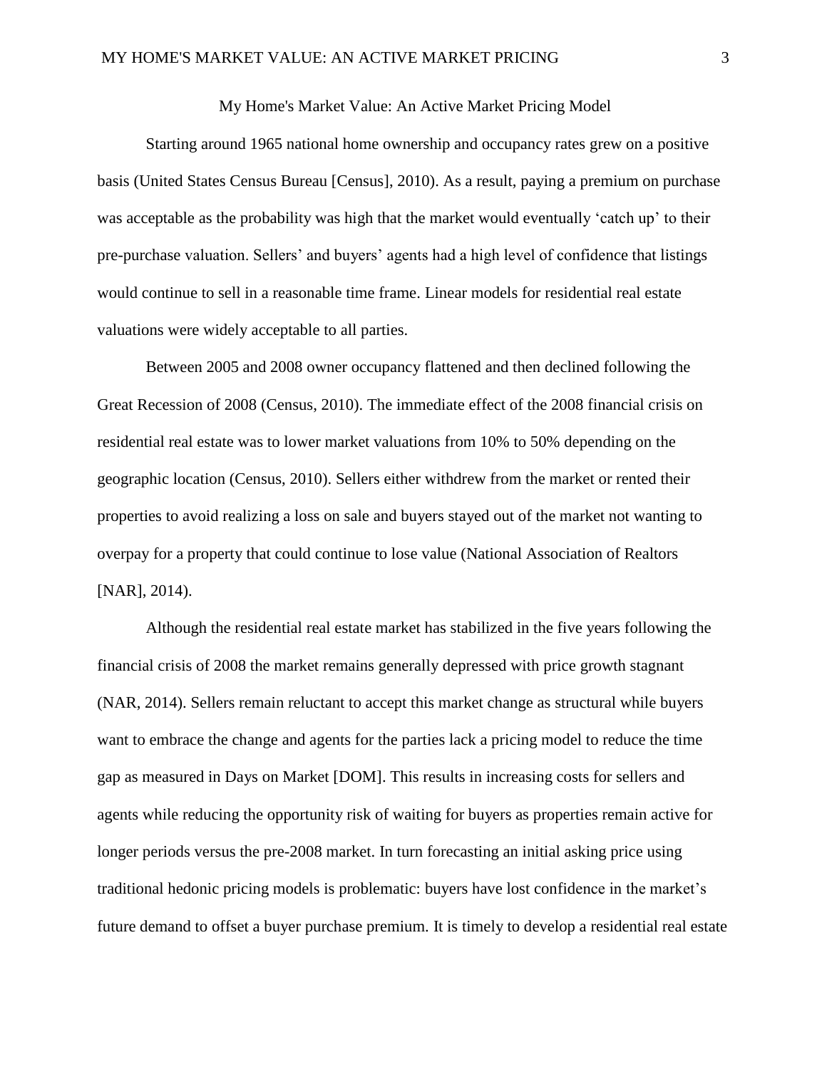# My Home's Market Value: An Active Market Pricing Model

Starting around 1965 national home ownership and occupancy rates grew on a positive basis (United States Census Bureau [Census], 2010). As a result, paying a premium on purchase was acceptable as the probability was high that the market would eventually 'catch up' to their pre-purchase valuation. Sellers' and buyers' agents had a high level of confidence that listings would continue to sell in a reasonable time frame. Linear models for residential real estate valuations were widely acceptable to all parties.

Between 2005 and 2008 owner occupancy flattened and then declined following the Great Recession of 2008 (Census, 2010). The immediate effect of the 2008 financial crisis on residential real estate was to lower market valuations from 10% to 50% depending on the geographic location (Census, 2010). Sellers either withdrew from the market or rented their properties to avoid realizing a loss on sale and buyers stayed out of the market not wanting to overpay for a property that could continue to lose value (National Association of Realtors [NAR], 2014).

Although the residential real estate market has stabilized in the five years following the financial crisis of 2008 the market remains generally depressed with price growth stagnant (NAR, 2014). Sellers remain reluctant to accept this market change as structural while buyers want to embrace the change and agents for the parties lack a pricing model to reduce the time gap as measured in Days on Market [DOM]. This results in increasing costs for sellers and agents while reducing the opportunity risk of waiting for buyers as properties remain active for longer periods versus the pre-2008 market. In turn forecasting an initial asking price using traditional hedonic pricing models is problematic: buyers have lost confidence in the market's future demand to offset a buyer purchase premium. It is timely to develop a residential real estate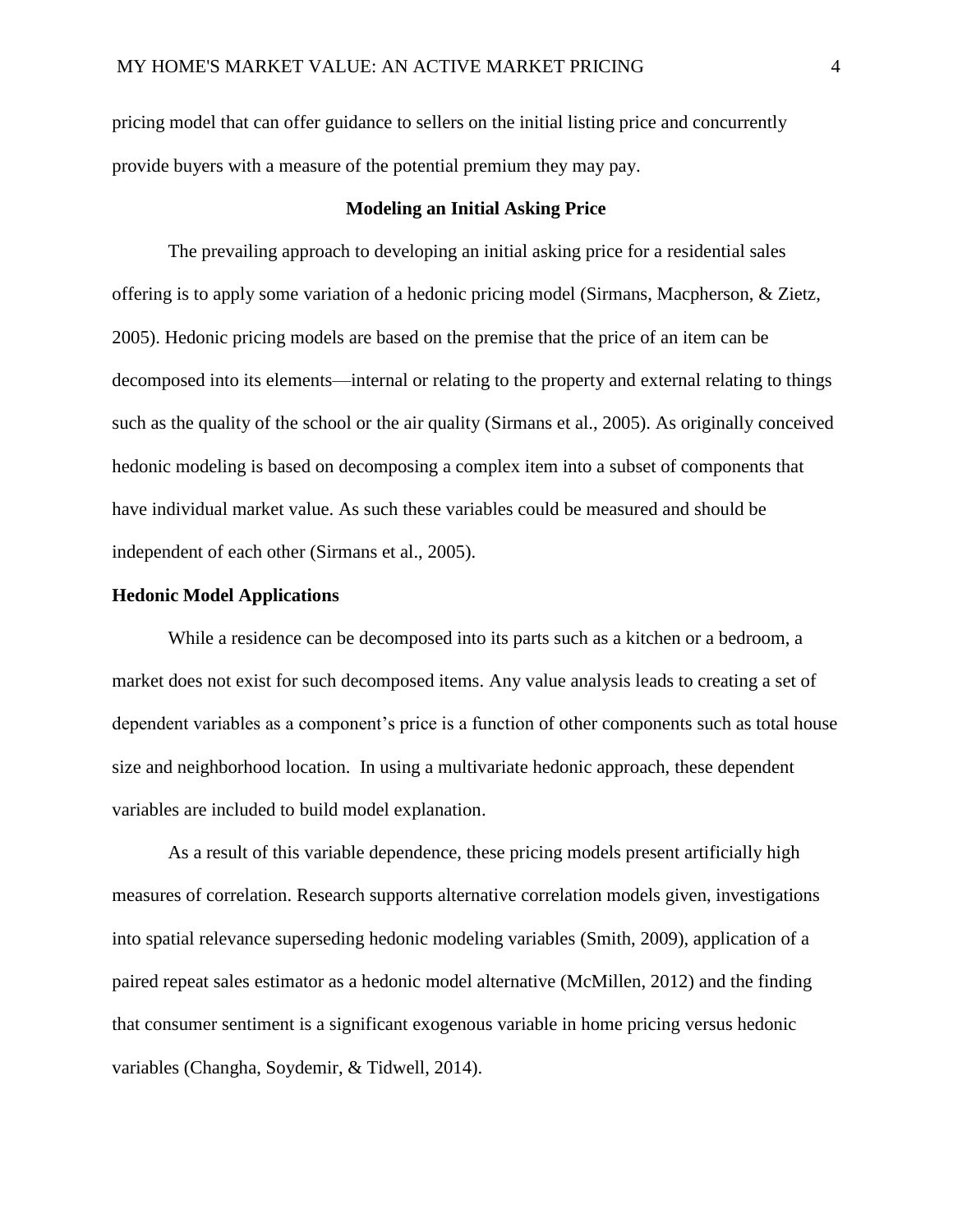pricing model that can offer guidance to sellers on the initial listing price and concurrently provide buyers with a measure of the potential premium they may pay.

## Modeling an Initial Asking Price

The prevailing approach to developing an initial asking price for a residential sales offering is to apply some variation of a hedonic pricing model (Sirmans, Macpherson, & Zietz, 2005). Hedonic pricing models are based on the premise that the price of an item can be decomposed into its elements—internal or relating to the property and external relating to things such as the quality of the school or the air quality (Sirmans et al., 2005). As originally conceived hedonic modeling is based on decomposing a complex item into a subset of components that have individual market value. As such these variables could be measured and should be independent of each other (Sirmans et al., 2005).

### Hedonic Model Applications

While a residence can be decomposed into its parts such as a kitchen or a bedroom, a market does not exist for such decomposed items. Any value analysis leads to creating a set of dependent variables as a component's price is a function of other components such as total house size and neighborhood location. In using a multivariate hedonic approach, these dependent variables are included to build model explanation.

As a result of this variable dependence, these pricing models present artificially high measures of correlation. Research supports alternative correlation models given, investigations into spatial relevance superseding hedonic modeling variables (Smith, 2009), application of a paired repeat sales estimator as a hedonic model alternative (McMillen, 2012) and the finding that consumer sentiment is a significant exogenous variable in home pricing versus hedonic variables (Changha, Soydemir, & Tidwell, 2014).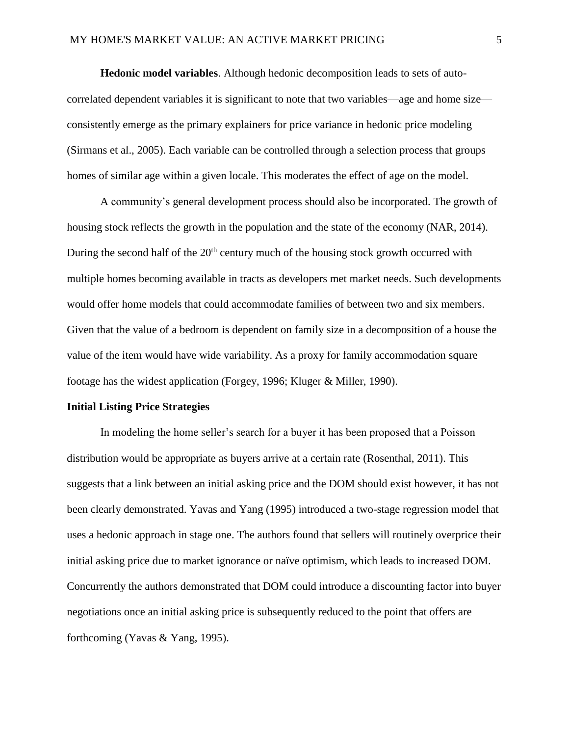**Hedonic model variables**. Although hedonic decomposition leads to sets of auto-correlated dependent variables it is significant to note that two variables—age and home size—consistently emerge as the primary explainers for price variance in hedonic price modeling (Sirmans et al., 2005). Each variable can be controlled through a selection process that groups homes of similar age within a given locale. This moderates the effect of age on the model.

A community's general development process should also be incorporated. The growth of housing stock reflects the growth in the population and the state of the economy (NAR, 2014). During the second half of the 20th century much of the housing stock growth occurred with multiple homes becoming available in tracts as developers met market needs. Such developments would offer home models that could accommodate families of between two and six members. Given that the value of a bedroom is dependent on family size in a decomposition of a house the value of the item would have wide variability. As a proxy for family accommodation square footage has the widest application (Forgey, 1996; Kluger & Miller, 1990).

## Initial Listing Price Strategies

In modeling the home seller's search for a buyer it has been proposed that a Poisson distribution would be appropriate as buyers arrive at a certain rate (Rosenthal, 2011). This suggests that a link between an initial asking price and the DOM should exist however, it has not been clearly demonstrated. Yavas and Yang (1995) introduced a two-stage regression model that uses a hedonic approach in stage one. The authors found that sellers will routinely overprice their initial asking price due to market ignorance or naïve optimism, which leads to increased DOM. Concurrently the authors demonstrated that DOM could introduce a discounting factor into buyer negotiations once an initial asking price is subsequently reduced to the point that offers are forthcoming (Yavas & Yang, 1995).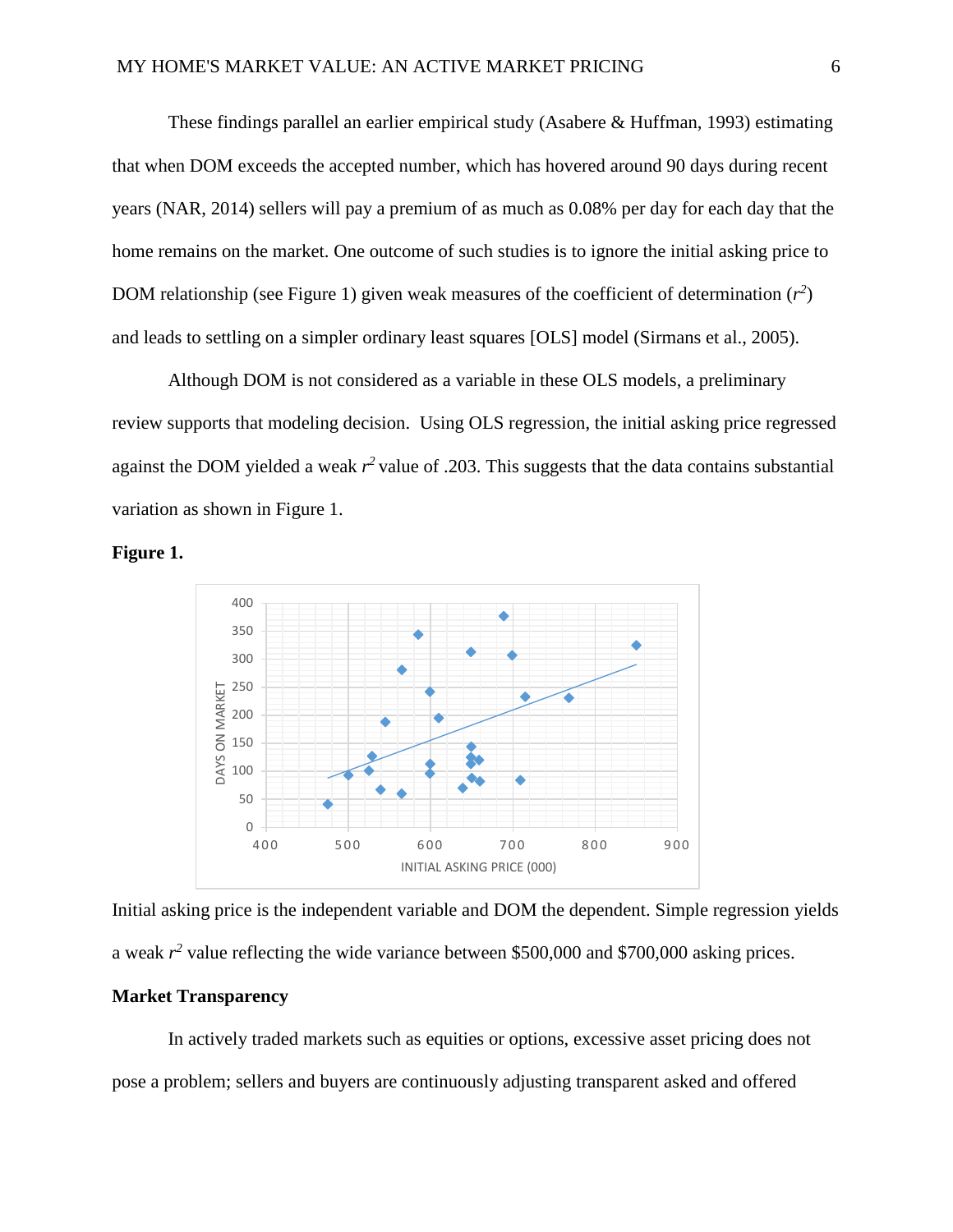These findings parallel an earlier empirical study (Asabere & Huffman, 1993) estimating that when DOM exceeds the accepted number, which has hovered around 90 days during recent years (NAR, 2014) sellers will pay a premium of as much as 0.08% per day for each day that the home remains on the market. One outcome of such studies is to ignore the initial asking price to DOM relationship (see Figure 1) given weak measures of the coefficient of determination ($r^2$) and leads to settling on a simpler ordinary least squares [OLS] model (Sirmans et al., 2005).

Although DOM is not considered as a variable in these OLS models, a preliminary review supports that modeling decision. Using OLS regression, the initial asking price regressed against the DOM yielded a weak $r^2$ value of .203. This suggests that the data contains substantial variation as shown in Figure 1.

**Figure 1.**

Initial asking price is the independent variable and DOM the dependent. Simple regression yields a weak $r^2$ value reflecting the wide variance between $500,000 and $700,000 asking prices.

**Market Transparency**

In actively traded markets such as equities or options, excessive asset pricing does not pose a problem; sellers and buyers are continuously adjusting transparent asked and offered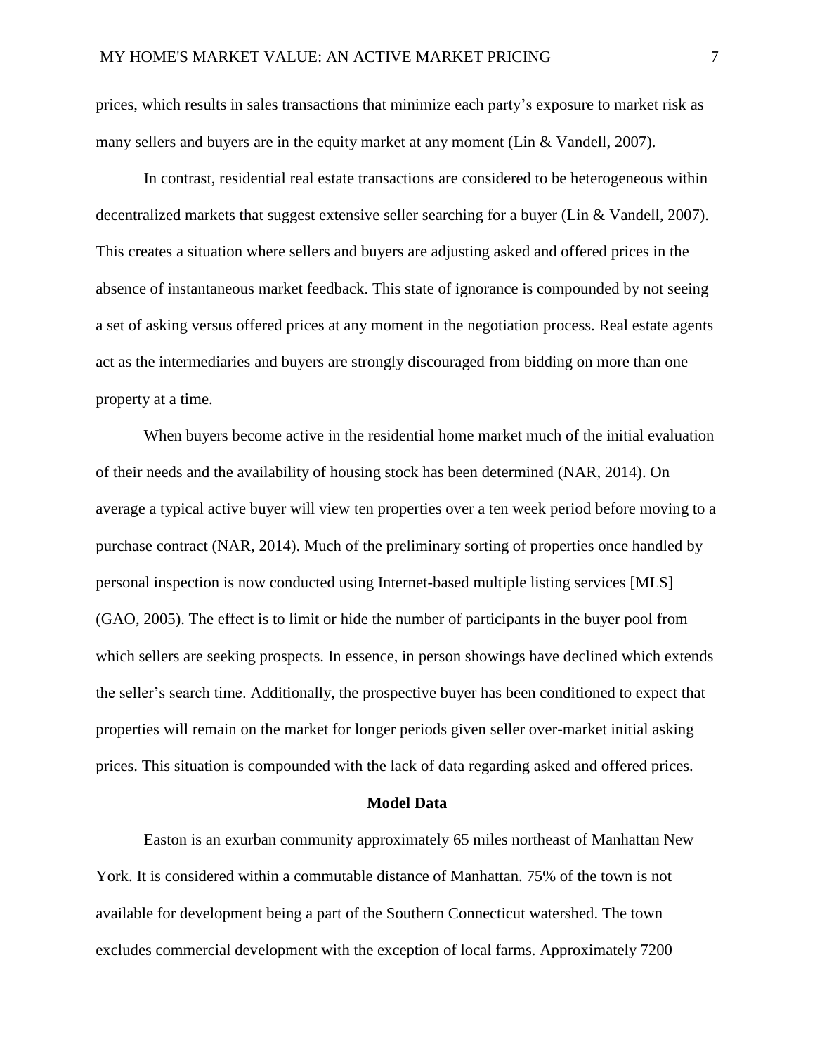prices, which results in sales transactions that minimize each party's exposure to market risk as many sellers and buyers are in the equity market at any moment (Lin & Vandell, 2007).

In contrast, residential real estate transactions are considered to be heterogeneous within decentralized markets that suggest extensive seller searching for a buyer (Lin & Vandell, 2007). This creates a situation where sellers and buyers are adjusting asked and offered prices in the absence of instantaneous market feedback. This state of ignorance is compounded by not seeing a set of asking versus offered prices at any moment in the negotiation process. Real estate agents act as the intermediaries and buyers are strongly discouraged from bidding on more than one property at a time.

When buyers become active in the residential home market much of the initial evaluation of their needs and the availability of housing stock has been determined (NAR, 2014). On average a typical active buyer will view ten properties over a ten week period before moving to a purchase contract (NAR, 2014). Much of the preliminary sorting of properties once handled by personal inspection is now conducted using Internet-based multiple listing services [MLS] (GAO, 2005). The effect is to limit or hide the number of participants in the buyer pool from which sellers are seeking prospects. In essence, in person showings have declined which extends the seller's search time. Additionally, the prospective buyer has been conditioned to expect that properties will remain on the market for longer periods given seller over-market initial asking prices. This situation is compounded with the lack of data regarding asked and offered prices.

## Model Data

Easton is an exurban community approximately 65 miles northeast of Manhattan New York. It is considered within a commutable distance of Manhattan. 75% of the town is not available for development being a part of the Southern Connecticut watershed. The town excludes commercial development with the exception of local farms. Approximately 7200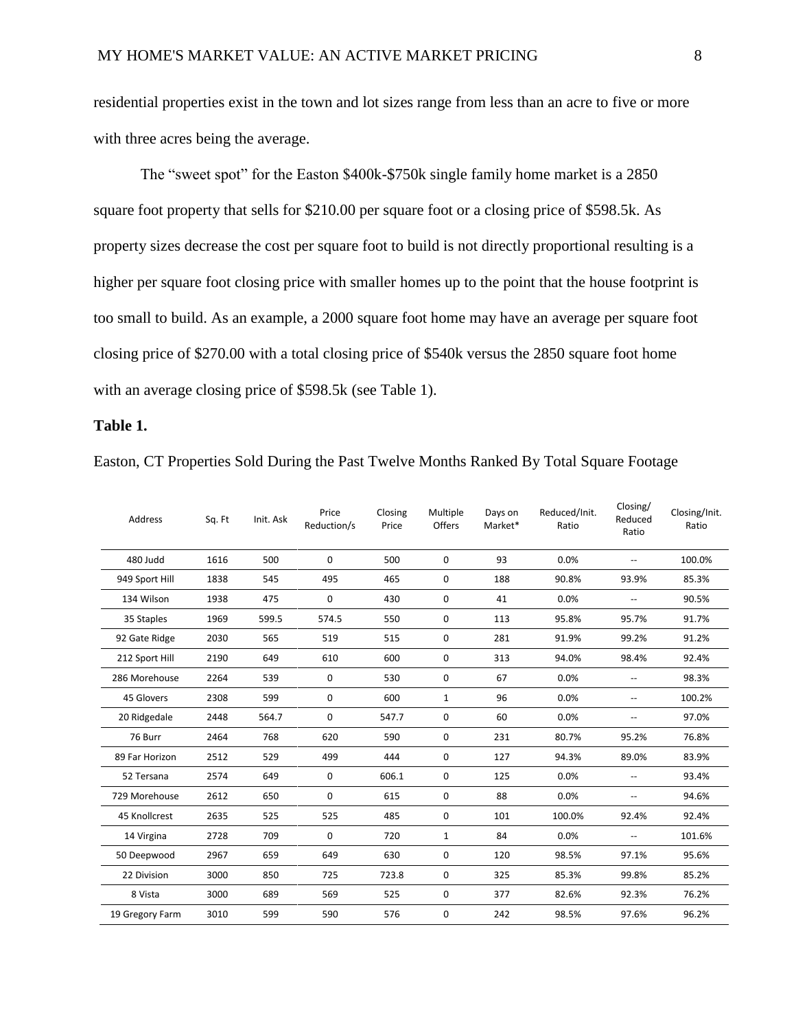residential properties exist in the town and lot sizes range from less than an acre to five or more with three acres being the average.

The "sweet spot" for the Easton $400k-$750k single family home market is a 2850 square foot property that sells for $210.00 per square foot or a closing price of $598.5k. As property sizes decrease the cost per square foot to build is not directly proportional resulting is a higher per square foot closing price with smaller homes up to the point that the house footprint is too small to build. As an example, a 2000 square foot home may have an average per square foot closing price of $270.00 with a total closing price of $540k versus the 2850 square foot home with an average closing price of $598.5k (see Table 1).

**Table 1.**

Easton, CT Properties Sold During the Past Twelve Months Ranked By Total Square Footage

| Address | Sq. Ft | Init. Ask | Price Reduction/s | Closing Price | Multiple Offers | Days on Market* | Reduced/Init. Ratio | Closing/ Reduced Ratio | Closing/Init. Ratio |
|---|---|---|---|---|---|---|---|---|---|
| 480 Judd | 1616 | 500 | 0 | 500 | 0 | 93 | 0.0% | -- | 100.0% |
| 949 Sport Hill | 1838 | 545 | 495 | 465 | 0 | 188 | 90.8% | 93.9% | 85.3% |
| 134 Wilson | 1938 | 475 | 0 | 430 | 0 | 41 | 0.0% | -- | 90.5% |
| 35 Staples | 1969 | 599.5 | 574.5 | 550 | 0 | 113 | 95.8% | 95.7% | 91.7% |
| 92 Gate Ridge | 2030 | 565 | 519 | 515 | 0 | 281 | 91.9% | 99.2% | 91.2% |
| 212 Sport Hill | 2190 | 649 | 610 | 600 | 0 | 313 | 94.0% | 98.4% | 92.4% |
| 286 Morehouse | 2264 | 539 | 0 | 530 | 0 | 67 | 0.0% | -- | 98.3% |
| 45 Glovers | 2308 | 599 | 0 | 600 | 1 | 96 | 0.0% | -- | 100.2% |
| 20 Ridgedale | 2448 | 564.7 | 0 | 547.7 | 0 | 60 | 0.0% | -- | 97.0% |
| 76 Burr | 2464 | 768 | 620 | 590 | 0 | 231 | 80.7% | 95.2% | 76.8% |
| 89 Far Horizon | 2512 | 529 | 499 | 444 | 0 | 127 | 94.3% | 89.0% | 83.9% |
| 52 Tersana | 2574 | 649 | 0 | 606.1 | 0 | 125 | 0.0% | -- | 93.4% |
| 729 Morehouse | 2612 | 650 | 0 | 615 | 0 | 88 | 0.0% | -- | 94.6% |
| 45 Knollcrest | 2635 | 525 | 525 | 485 | 0 | 101 | 100.0% | 92.4% | 92.4% |
| 14 Virgina | 2728 | 709 | 0 | 720 | 1 | 84 | 0.0% | -- | 101.6% |
| 50 Deepwood | 2967 | 659 | 649 | 630 | 0 | 120 | 98.5% | 97.1% | 95.6% |
| 22 Division | 3000 | 850 | 725 | 723.8 | 0 | 325 | 85.3% | 99.8% | 85.2% |
| 8 Vista | 3000 | 689 | 569 | 525 | 0 | 377 | 82.6% | 92.3% | 76.2% |
| 19 Gregory Farm | 3010 | 599 | 590 | 576 | 0 | 242 | 98.5% | 97.6% | 96.2% |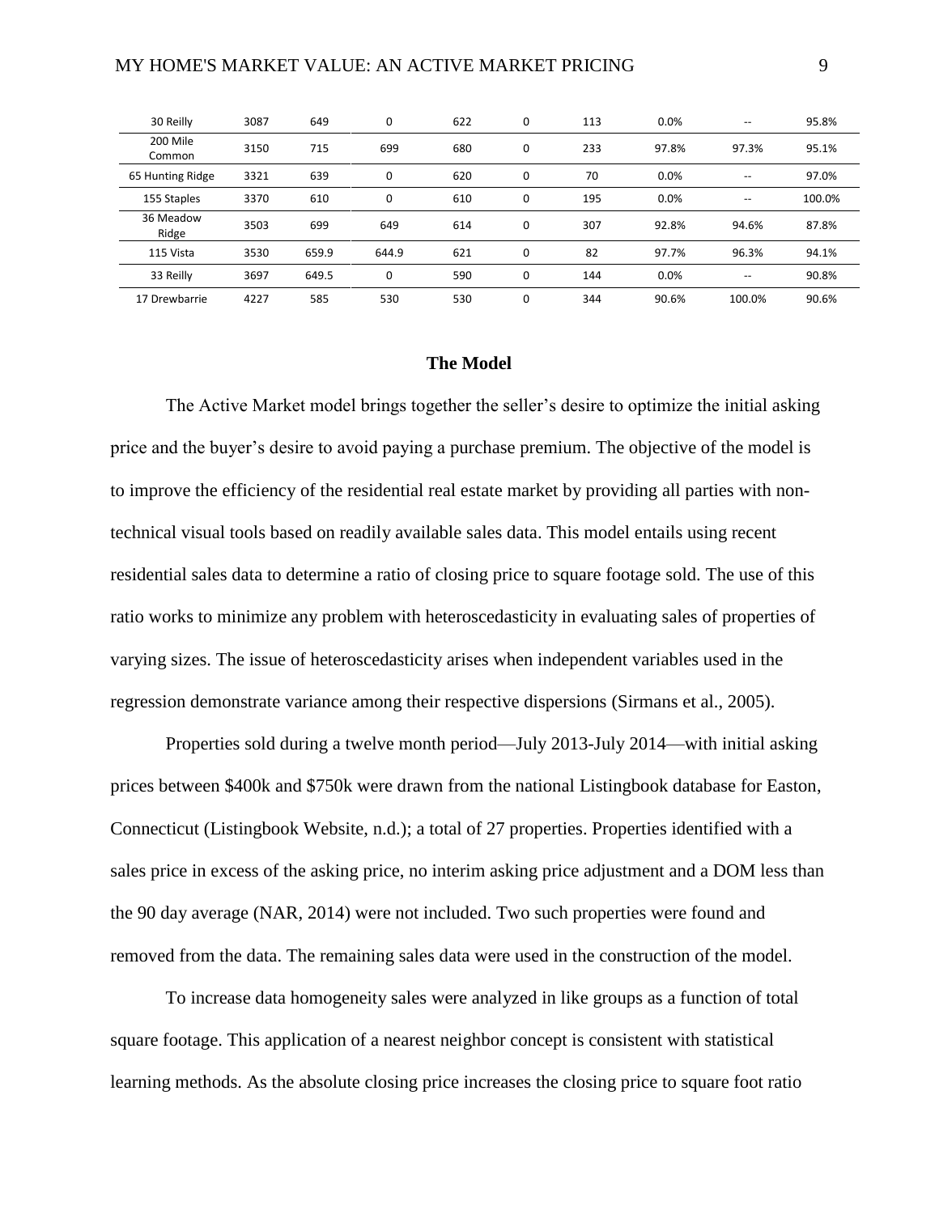| | | | | | | | | | |
|---|---|---|---|---|---|---|---|---|---|
| 30 Reilly | 3087 | 649 | 0 | 622 | 0 | 113 | 0.0% | -- | 95.8% |
| 200 Mile Common | 3150 | 715 | 699 | 680 | 0 | 233 | 97.8% | 97.3% | 95.1% |
| 65 Hunting Ridge | 3321 | 639 | 0 | 620 | 0 | 70 | 0.0% | -- | 97.0% |
| 155 Staples | 3370 | 610 | 0 | 610 | 0 | 195 | 0.0% | -- | 100.0% |
| 36 Meadow Ridge | 3503 | 699 | 649 | 614 | 0 | 307 | 92.8% | 94.6% | 87.8% |
| 115 Vista | 3530 | 659.9 | 644.9 | 621 | 0 | 82 | 97.7% | 96.3% | 94.1% |
| 33 Reilly | 3697 | 649.5 | 0 | 590 | 0 | 144 | 0.0% | -- | 90.8% |
| 17 Drewbarrie | 4227 | 585 | 530 | 530 | 0 | 344 | 90.6% | 100.0% | 90.6% |

## The Model

The Active Market model brings together the seller's desire to optimize the initial asking price and the buyer's desire to avoid paying a purchase premium. The objective of the model is to improve the efficiency of the residential real estate market by providing all parties with non-technical visual tools based on readily available sales data. This model entails using recent residential sales data to determine a ratio of closing price to square footage sold. The use of this ratio works to minimize any problem with heteroscedasticity in evaluating sales of properties of varying sizes. The issue of heteroscedasticity arises when independent variables used in the regression demonstrate variance among their respective dispersions (Sirmans et al., 2005).

Properties sold during a twelve month period—July 2013-July 2014—with initial asking prices between $400k and $750k were drawn from the national Listingbook database for Easton, Connecticut (Listingbook Website, n.d.); a total of 27 properties. Properties identified with a sales price in excess of the asking price, no interim asking price adjustment and a DOM less than the 90 day average (NAR, 2014) were not included. Two such properties were found and removed from the data. The remaining sales data were used in the construction of the model.

To increase data homogeneity sales were analyzed in like groups as a function of total square footage. This application of a nearest neighbor concept is consistent with statistical learning methods. As the absolute closing price increases the closing price to square foot ratio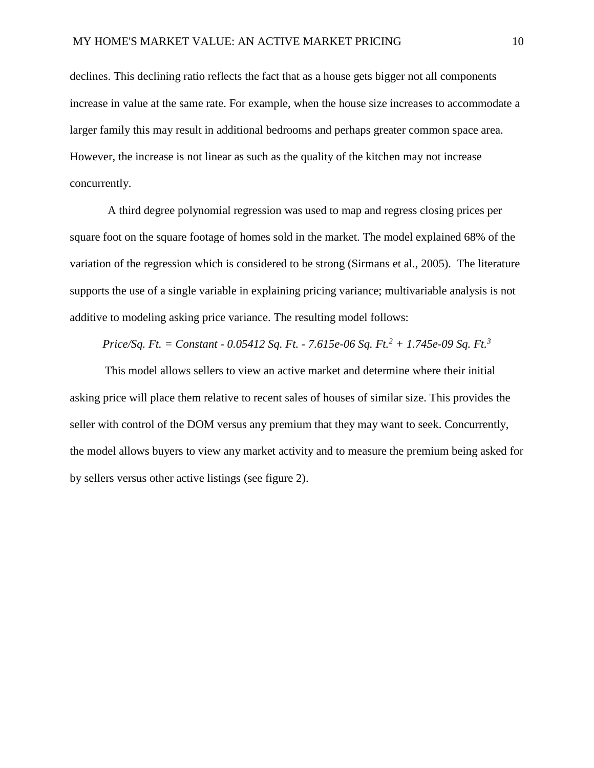declines. This declining ratio reflects the fact that as a house gets bigger not all components increase in value at the same rate. For example, when the house size increases to accommodate a larger family this may result in additional bedrooms and perhaps greater common space area. However, the increase is not linear as such as the quality of the kitchen may not increase concurrently.

A third degree polynomial regression was used to map and regress closing prices per square foot on the square footage of homes sold in the market. The model explained 68% of the variation of the regression which is considered to be strong (Sirmans et al., 2005). The literature supports the use of a single variable in explaining pricing variance; multivariable analysis is not additive to modeling asking price variance. The resulting model follows:

$$Price/Sq.\ Ft. = Constant - 0.05412\ Sq.\ Ft. - 7.615e\text{-}06\ Sq.\ Ft.^{2} + 1.745e\text{-}09\ Sq.\ Ft.^{3}$$

This model allows sellers to view an active market and determine where their initial asking price will place them relative to recent sales of houses of similar size. This provides the seller with control of the DOM versus any premium that they may want to seek. Concurrently, the model allows buyers to view any market activity and to measure the premium being asked for by sellers versus other active listings (see figure 2).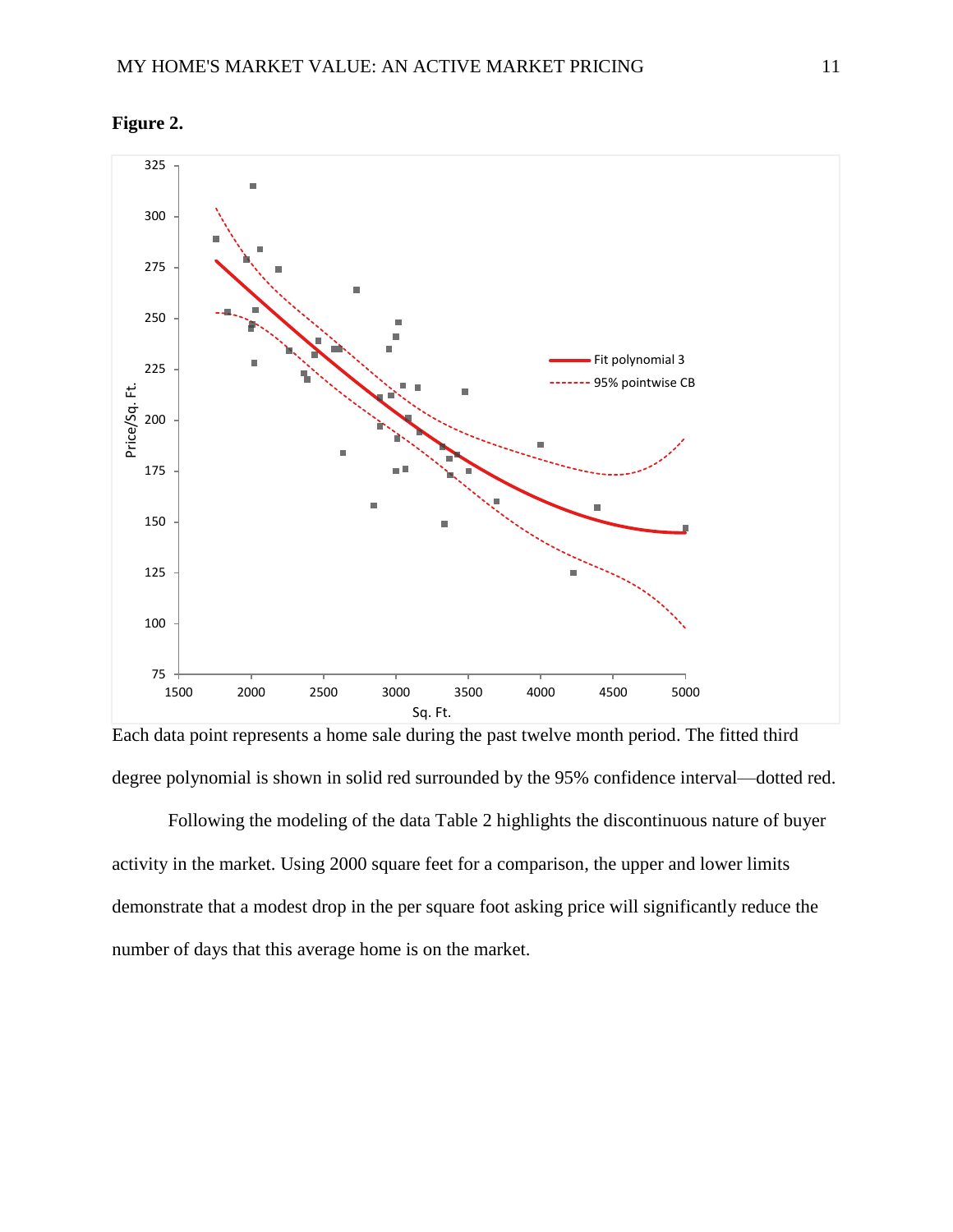**Figure 2.**

Each data point represents a home sale during the past twelve month period. The fitted third degree polynomial is shown in solid red surrounded by the 95% confidence interval—dotted red.

Following the modeling of the data Table 2 highlights the discontinuous nature of buyer activity in the market. Using 2000 square feet for a comparison, the upper and lower limits demonstrate that a modest drop in the per square foot asking price will significantly reduce the number of days that this average home is on the market.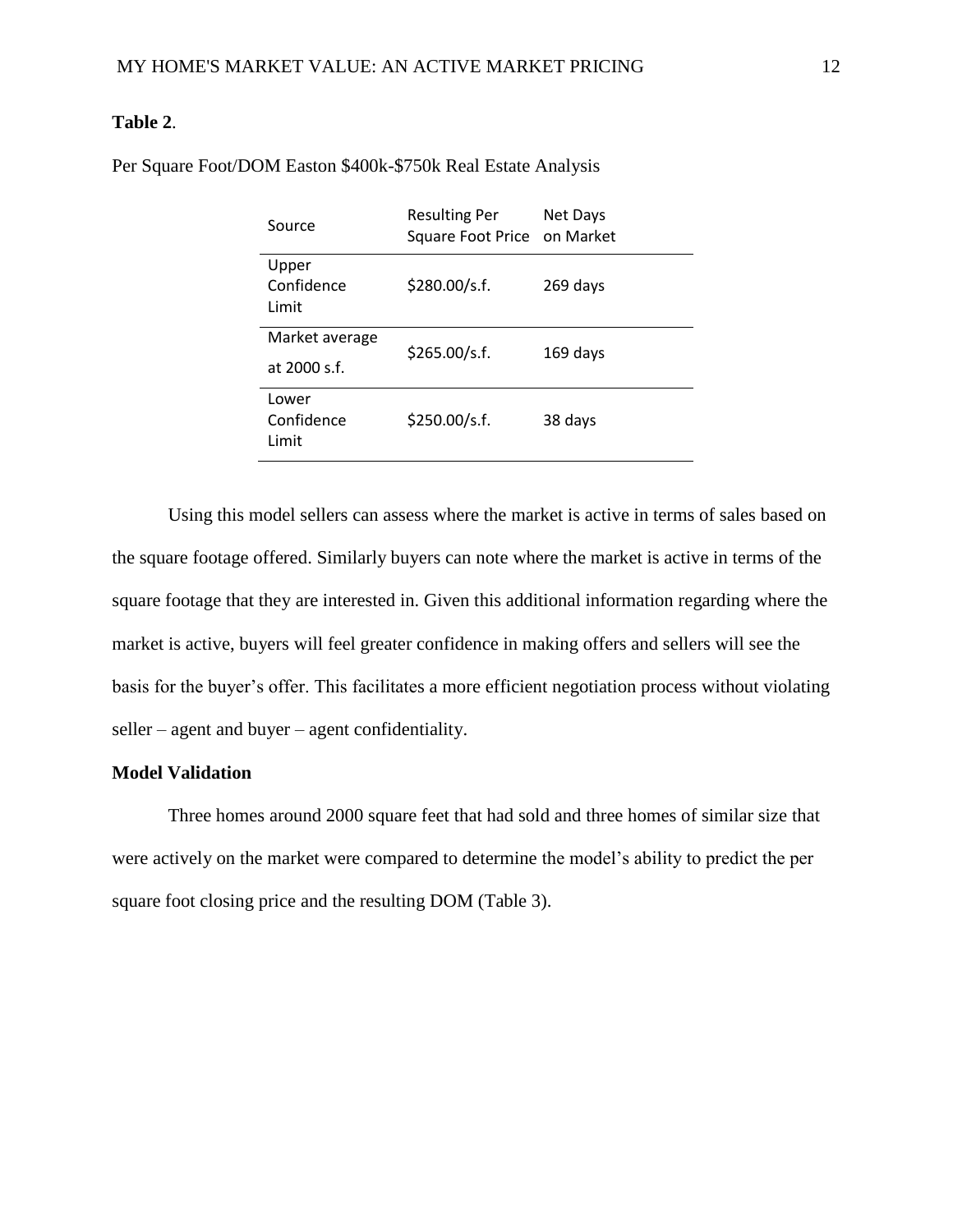**Table 2**.

Per Square Foot/DOM Easton $400k-$750k Real Estate Analysis

| Source | Resulting Per Square Foot Price | Net Days on Market |
|---|---|---|
| Upper Confidence Limit | $280.00/s.f. | 269 days |
| Market average at 2000 s.f. | $265.00/s.f. | 169 days |
| Lower Confidence Limit | $250.00/s.f. | 38 days |

Using this model sellers can assess where the market is active in terms of sales based on the square footage offered. Similarly buyers can note where the market is active in terms of the square footage that they are interested in. Given this additional information regarding where the market is active, buyers will feel greater confidence in making offers and sellers will see the basis for the buyer's offer. This facilitates a more efficient negotiation process without violating seller – agent and buyer – agent confidentiality.

**Model Validation**

Three homes around 2000 square feet that had sold and three homes of similar size that were actively on the market were compared to determine the model's ability to predict the per square foot closing price and the resulting DOM (Table 3).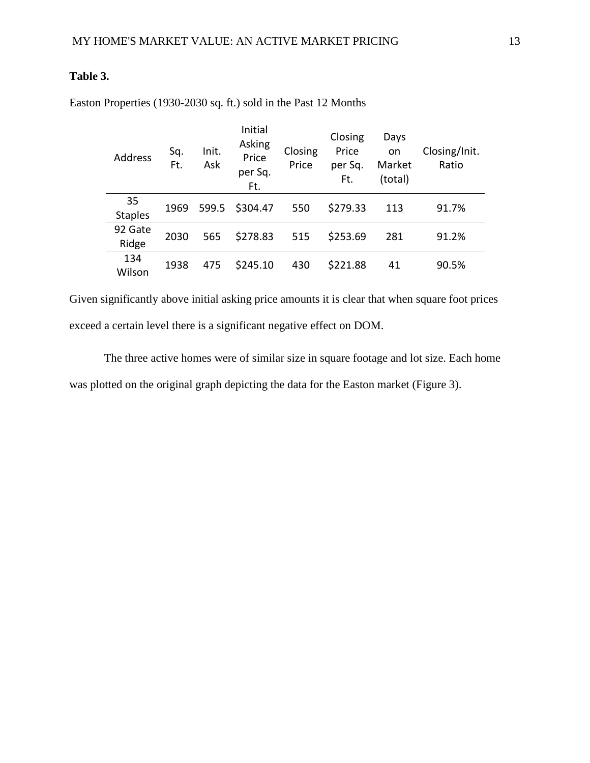**Table 3.**

Easton Properties (1930-2030 sq. ft.) sold in the Past 12 Months

| Address | Sq. Ft. | Init. Ask | Initial Asking Price per Sq. Ft. | Closing Price | Closing Price per Sq. Ft. | Days on Market (total) | Closing/Init. Ratio |
|---|---|---|---|---|---|---|---|
| 35 Staples | 1969 | 599.5 | $304.47 | 550 | $279.33 | 113 | 91.7% |
| 92 Gate Ridge | 2030 | 565 | $278.83 | 515 | $253.69 | 281 | 91.2% |
| 134 Wilson | 1938 | 475 | $245.10 | 430 | $221.88 | 41 | 90.5% |

Given significantly above initial asking price amounts it is clear that when square foot prices exceed a certain level there is a significant negative effect on DOM.

The three active homes were of similar size in square footage and lot size. Each home was plotted on the original graph depicting the data for the Easton market (Figure 3).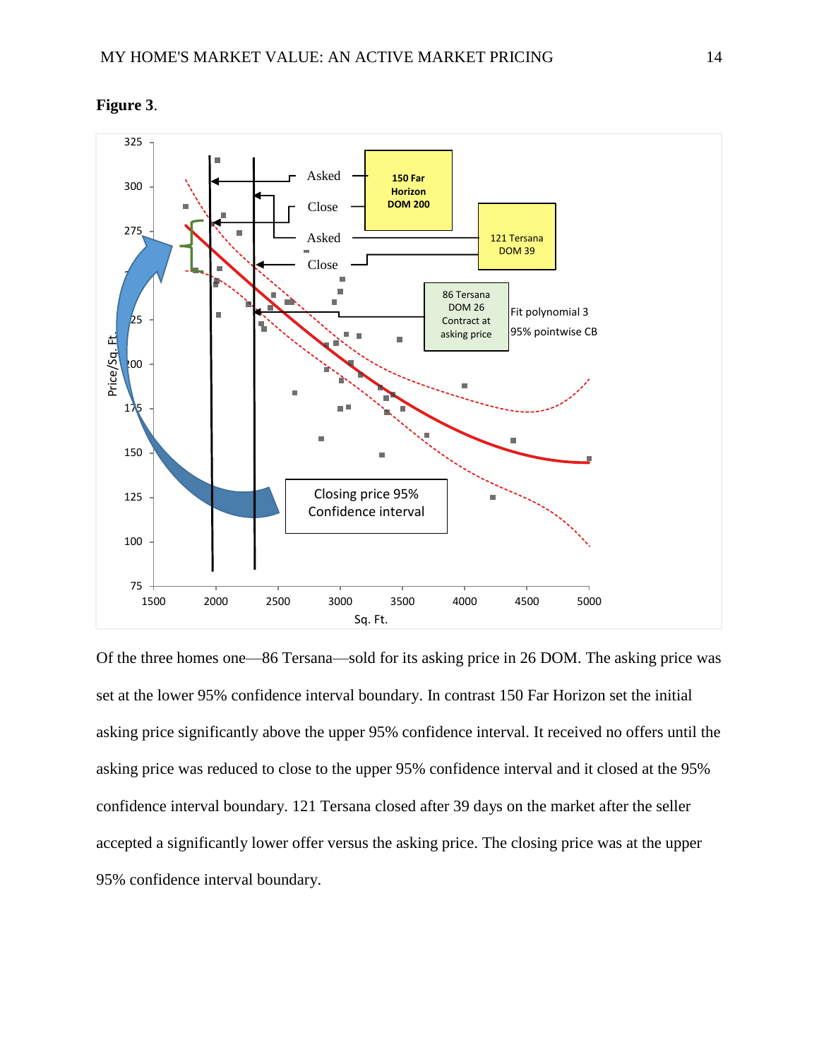**Figure 3**.

Of the three homes one—86 Tersana—sold for its asking price in 26 DOM. The asking price was set at the lower 95% confidence interval boundary. In contrast 150 Far Horizon set the initial asking price significantly above the upper 95% confidence interval. It received no offers until the asking price was reduced to close to the upper 95% confidence interval and it closed at the 95% confidence interval boundary. 121 Tersana closed after 39 days on the market after the seller accepted a significantly lower offer versus the asking price. The closing price was at the upper 95% confidence interval boundary.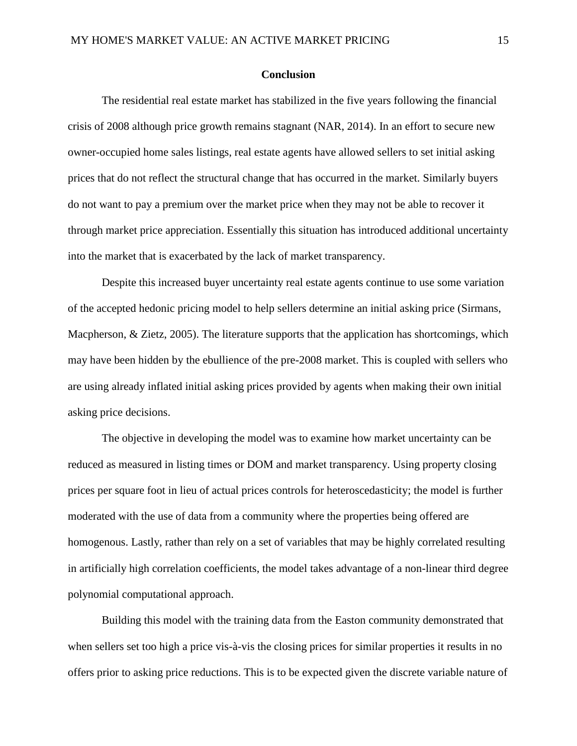## Conclusion

The residential real estate market has stabilized in the five years following the financial crisis of 2008 although price growth remains stagnant (NAR, 2014). In an effort to secure new owner-occupied home sales listings, real estate agents have allowed sellers to set initial asking prices that do not reflect the structural change that has occurred in the market. Similarly buyers do not want to pay a premium over the market price when they may not be able to recover it through market price appreciation. Essentially this situation has introduced additional uncertainty into the market that is exacerbated by the lack of market transparency.

Despite this increased buyer uncertainty real estate agents continue to use some variation of the accepted hedonic pricing model to help sellers determine an initial asking price (Sirmans, Macpherson, & Zietz, 2005). The literature supports that the application has shortcomings, which may have been hidden by the ebullience of the pre-2008 market. This is coupled with sellers who are using already inflated initial asking prices provided by agents when making their own initial asking price decisions.

The objective in developing the model was to examine how market uncertainty can be reduced as measured in listing times or DOM and market transparency. Using property closing prices per square foot in lieu of actual prices controls for heteroscedasticity; the model is further moderated with the use of data from a community where the properties being offered are homogenous. Lastly, rather than rely on a set of variables that may be highly correlated resulting in artificially high correlation coefficients, the model takes advantage of a non-linear third degree polynomial computational approach.

Building this model with the training data from the Easton community demonstrated that when sellers set too high a price vis-à-vis the closing prices for similar properties it results in no offers prior to asking price reductions. This is to be expected given the discrete variable nature of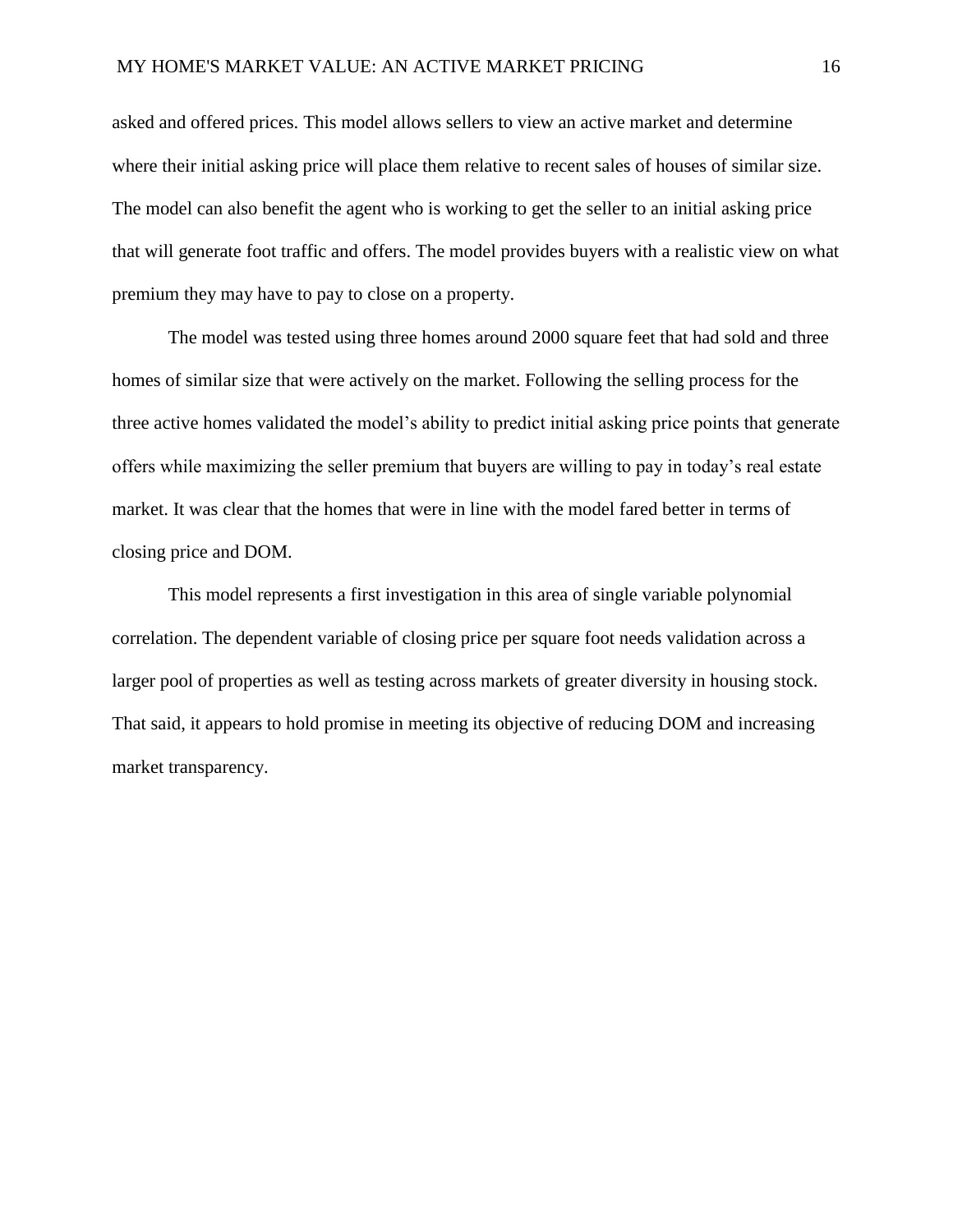asked and offered prices. This model allows sellers to view an active market and determine where their initial asking price will place them relative to recent sales of houses of similar size. The model can also benefit the agent who is working to get the seller to an initial asking price that will generate foot traffic and offers. The model provides buyers with a realistic view on what premium they may have to pay to close on a property.

The model was tested using three homes around 2000 square feet that had sold and three homes of similar size that were actively on the market. Following the selling process for the three active homes validated the model's ability to predict initial asking price points that generate offers while maximizing the seller premium that buyers are willing to pay in today's real estate market. It was clear that the homes that were in line with the model fared better in terms of closing price and DOM.

This model represents a first investigation in this area of single variable polynomial correlation. The dependent variable of closing price per square foot needs validation across a larger pool of properties as well as testing across markets of greater diversity in housing stock. That said, it appears to hold promise in meeting its objective of reducing DOM and increasing market transparency.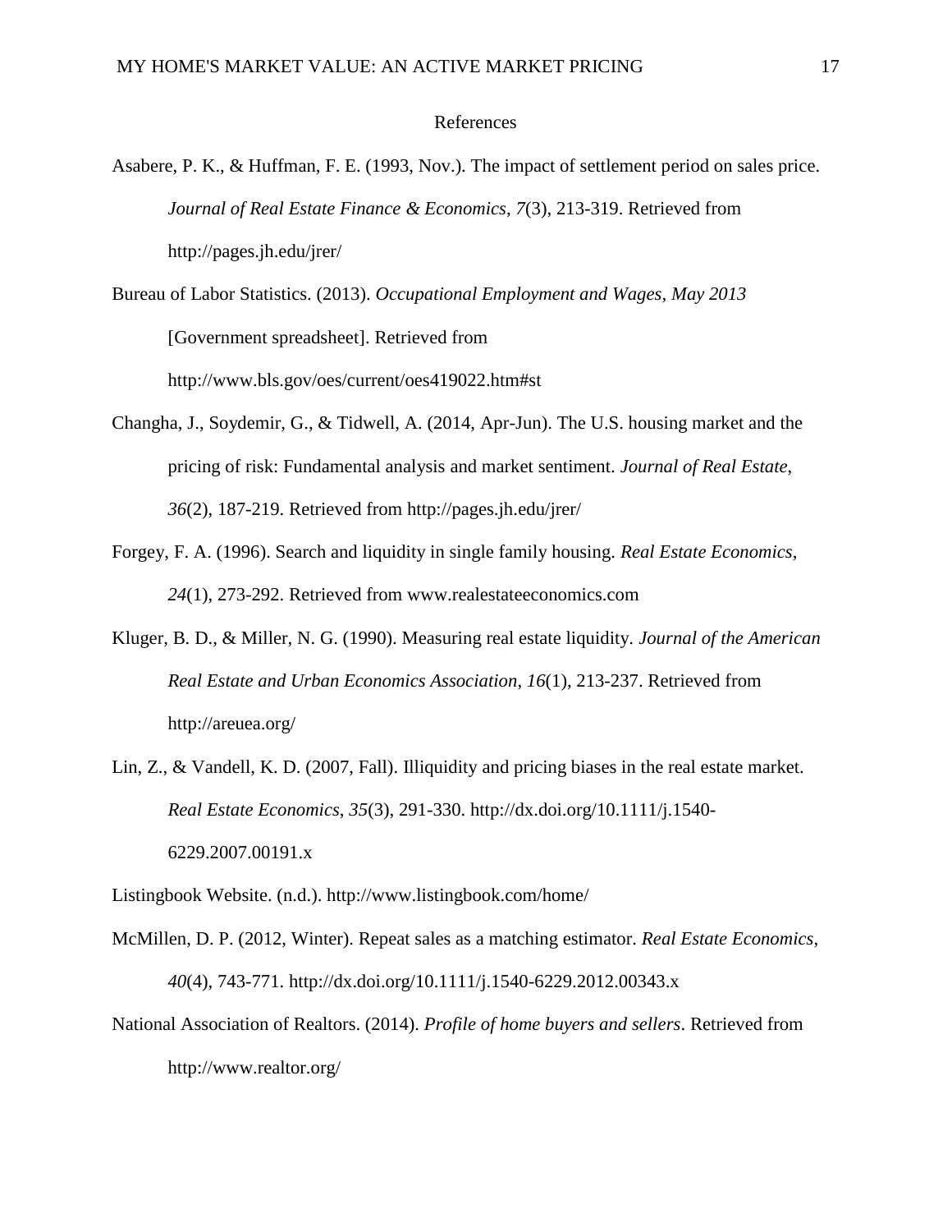# References

Asabere, P. K., & Huffman, F. E. (1993, Nov.). The impact of settlement period on sales price. *Journal of Real Estate Finance & Economics*, *7*(3), 213-319. Retrieved from http://pages.jh.edu/jrer/

Bureau of Labor Statistics. (2013). *Occupational Employment and Wages, May 2013* [Government spreadsheet]. Retrieved from http://www.bls.gov/oes/current/oes419022.htm#st

Changha, J., Soydemir, G., & Tidwell, A. (2014, Apr-Jun). The U.S. housing market and the pricing of risk: Fundamental analysis and market sentiment. *Journal of Real Estate*, *36*(2), 187-219. Retrieved from http://pages.jh.edu/jrer/

Forgey, F. A. (1996). Search and liquidity in single family housing. *Real Estate Economics*, *24*(1), 273-292. Retrieved from www.realestateeconomics.com

Kluger, B. D., & Miller, N. G. (1990). Measuring real estate liquidity. *Journal of the American Real Estate and Urban Economics Association*, *16*(1), 213-237. Retrieved from http://areuea.org/

Lin, Z., & Vandell, K. D. (2007, Fall). Illiquidity and pricing biases in the real estate market. *Real Estate Economics*, *35*(3), 291-330. http://dx.doi.org/10.1111/j.1540-6229.2007.00191.x

Listingbook Website. (n.d.). http://www.listingbook.com/home/

McMillen, D. P. (2012, Winter). Repeat sales as a matching estimator. *Real Estate Economics*, *40*(4), 743-771. http://dx.doi.org/10.1111/j.1540-6229.2012.00343.x

National Association of Realtors. (2014). *Profile of home buyers and sellers*. Retrieved from http://www.realtor.org/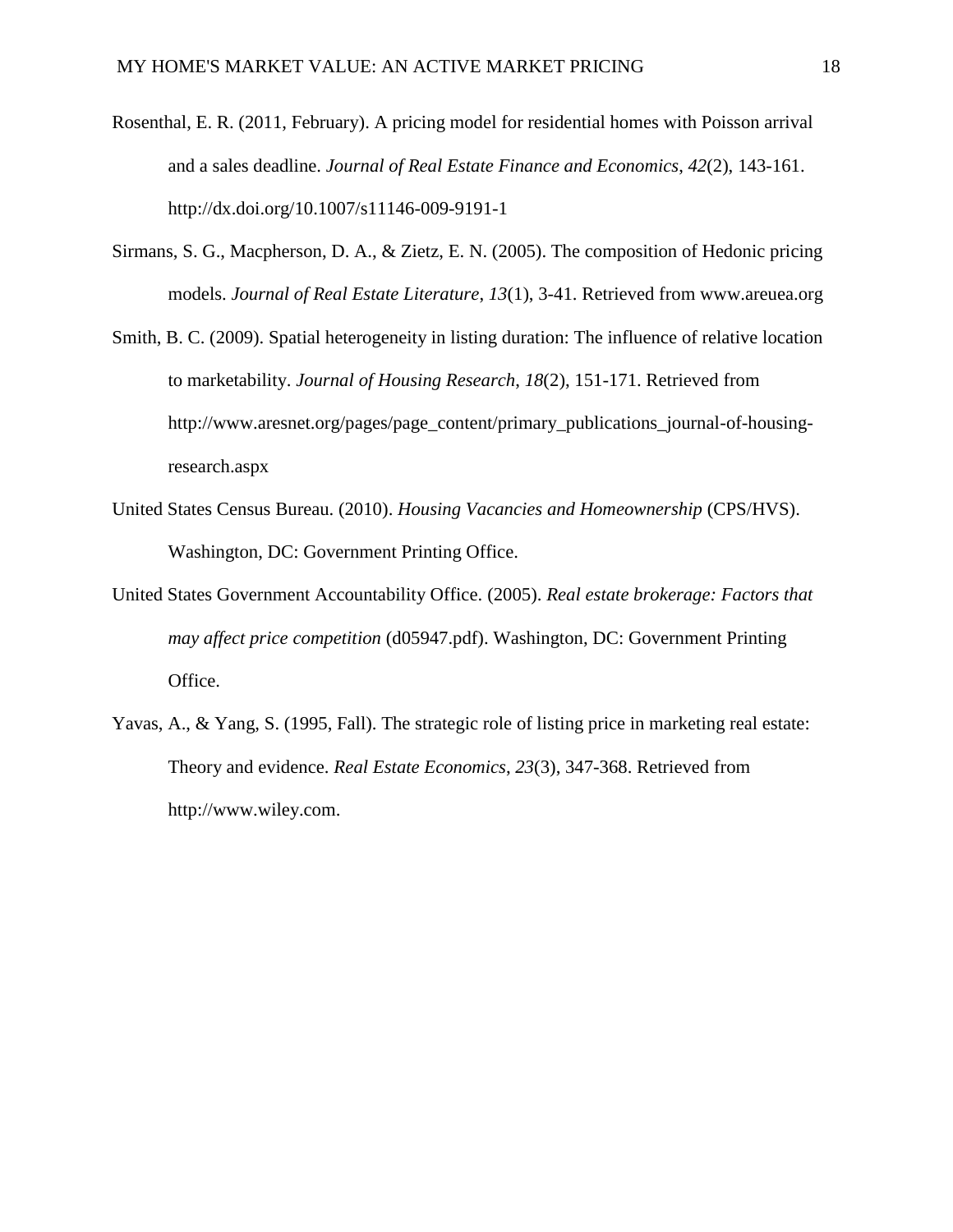Rosenthal, E. R. (2011, February). A pricing model for residential homes with Poisson arrival and a sales deadline. *Journal of Real Estate Finance and Economics*, *42*(2), 143-161. http://dx.doi.org/10.1007/s11146-009-9191-1

Sirmans, S. G., Macpherson, D. A., & Zietz, E. N. (2005). The composition of Hedonic pricing models. *Journal of Real Estate Literature*, *13*(1), 3-41. Retrieved from www.areuea.org

Smith, B. C. (2009). Spatial heterogeneity in listing duration: The influence of relative location to marketability. *Journal of Housing Research*, *18*(2), 151-171. Retrieved from http://www.aresnet.org/pages/page_content/primary_publications_journal-of-housing-research.aspx

United States Census Bureau. (2010). *Housing Vacancies and Homeownership* (CPS/HVS). Washington, DC: Government Printing Office.

United States Government Accountability Office. (2005). *Real estate brokerage: Factors that may affect price competition* (d05947.pdf). Washington, DC: Government Printing Office.

Yavas, A., & Yang, S. (1995, Fall). The strategic role of listing price in marketing real estate: Theory and evidence. *Real Estate Economics*, *23*(3), 347-368. Retrieved from http://www.wiley.com.